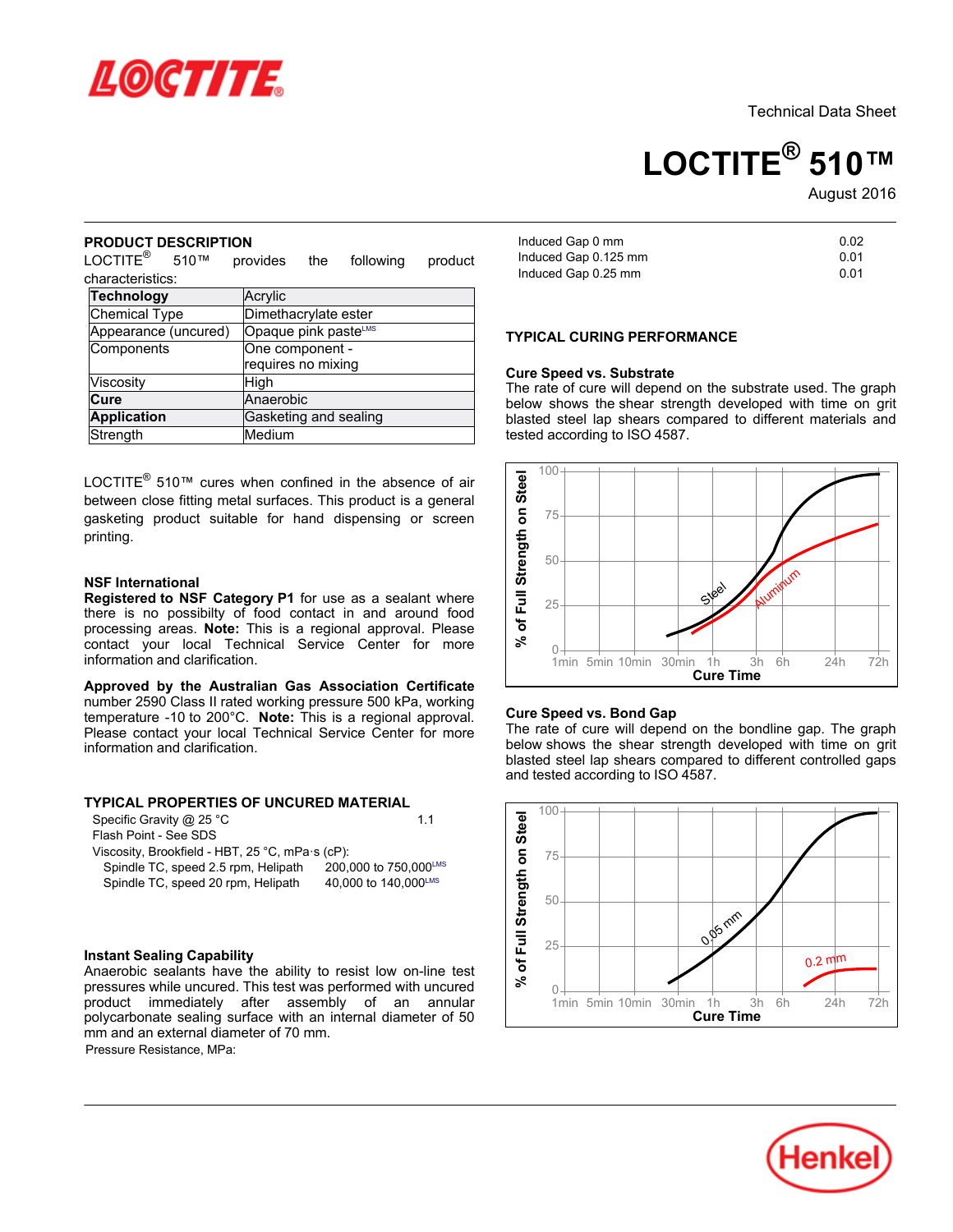Technical Data Sheet

# LOCTITE® 510™

August 2016

## PRODUCT DESCRIPTION

LOCTITE® 510™ provides the following product characteristics:

| Technology | Acrylic |
|---|---|
| Chemical Type | Dimethacrylate ester |
| Appearance (uncured) | Opaque pink paste[LMS] |
| Components | One component - requires no mixing |
| Viscosity | High |
| Cure | Anaerobic |
| Application | Gasketing and sealing |
| Strength | Medium |

LOCTITE® 510™ cures when confined in the absence of air between close fitting metal surfaces. This product is a general gasketing product suitable for hand dispensing or screen printing.

### NSF International

**Registered to NSF Category P1** for use as a sealant where there is no possibilty of food contact in and around food processing areas. **Note:** This is a regional approval. Please contact your local Technical Service Center for more information and clarification.

**Approved by the Australian Gas Association Certificate** number 2590 Class II rated working pressure 500 kPa, working temperature -10 to 200°C. **Note:** This is a regional approval. Please contact your local Technical Service Center for more information and clarification.

## TYPICAL PROPERTIES OF UNCURED MATERIAL

Specific Gravity @ 25 °C 1.1

Flash Point - See SDS

Viscosity, Brookfield - HBT, 25 °C, mPa·s (cP):

| | |
|---|---|
| Spindle TC, speed 2.5 rpm, Helipath | 200,000 to 750,000[LMS] |
| Spindle TC, speed 20 rpm, Helipath | 40,000 to 140,000[LMS] |

### Instant Sealing Capability

Anaerobic sealants have the ability to resist low on-line test pressures while uncured. This test was performed with uncured product immediately after assembly of an annular polycarbonate sealing surface with an internal diameter of 50 mm and an external diameter of 70 mm.

Pressure Resistance, MPa:

| | |
|---|---|
| Induced Gap 0 mm | 0.02 |
| Induced Gap 0.125 mm | 0.01 |
| Induced Gap 0.25 mm | 0.01 |

## TYPICAL CURING PERFORMANCE

### Cure Speed vs. Substrate

The rate of cure will depend on the substrate used. The graph below shows the shear strength developed with time on grit blasted steel lap shears compared to different materials and tested according to ISO 4587.

### Cure Speed vs. Bond Gap

The rate of cure will depend on the bondline gap. The graph below shows the shear strength developed with time on grit blasted steel lap shears compared to different controlled gaps and tested according to ISO 4587.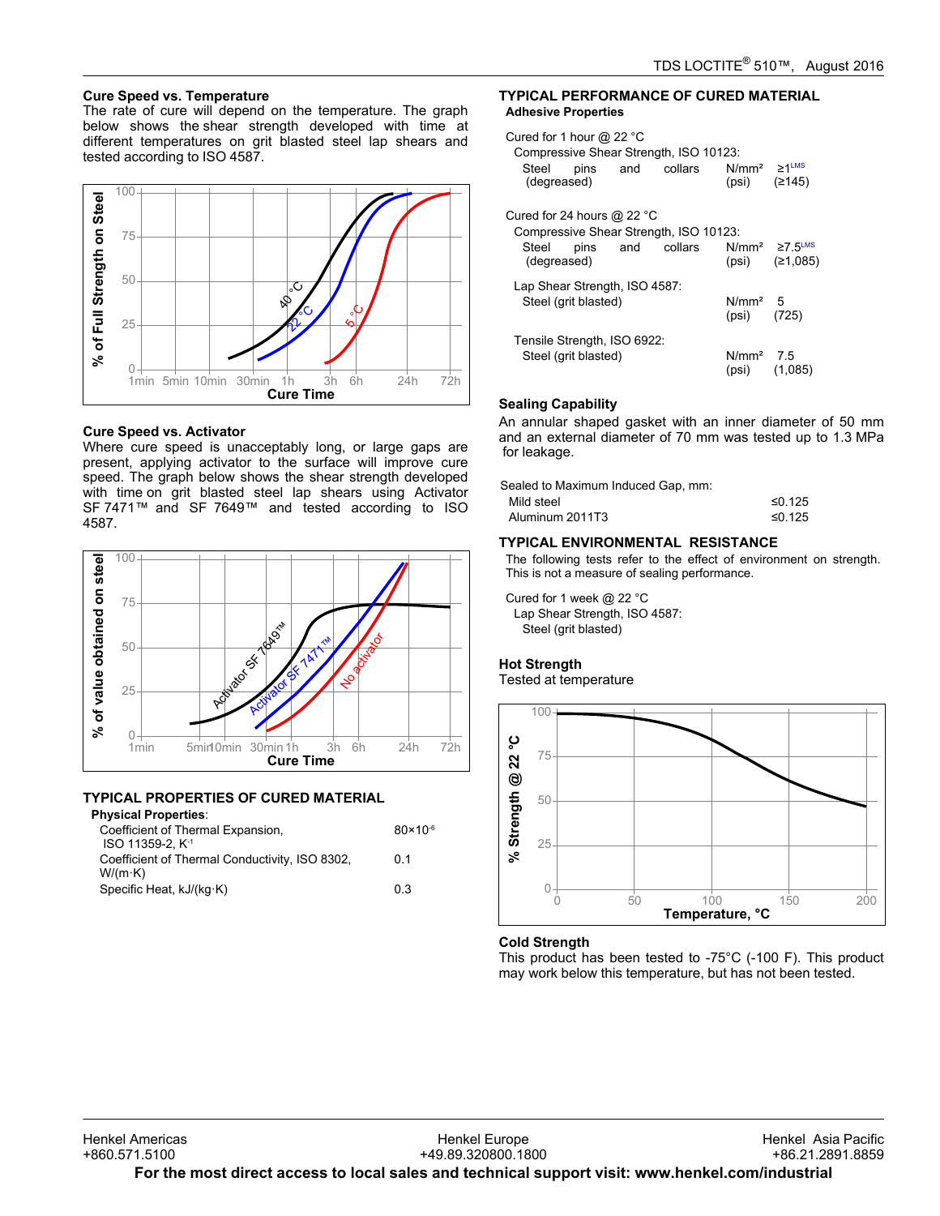### Cure Speed vs. Temperature

The rate of cure will depend on the temperature. The graph below shows the shear strength developed with time at different temperatures on grit blasted steel lap shears and tested according to ISO 4587.

### Cure Speed vs. Activator

Where cure speed is unacceptably long, or large gaps are present, applying activator to the surface will improve cure speed. The graph below shows the shear strength developed with time on grit blasted steel lap shears using Activator SF 7471™ and SF 7649™ and tested according to ISO 4587.

## TYPICAL PROPERTIES OF CURED MATERIAL

**Physical Properties**:

| Property | Value |
|---|---|
| Coefficient of Thermal Expansion, ISO 11359-2, $K^{-1}$ | $80 \times 10^{-6}$ |
| Coefficient of Thermal Conductivity, ISO 8302, W/(m·K) | 0.1 |
| Specific Heat, kJ/(kg·K) | 0.3 |

## TYPICAL PERFORMANCE OF CURED MATERIAL

**Adhesive Properties**

Cured for 1 hour @ 22 °C

Compressive Shear Strength, ISO 10123:

| | | |
|---|---|---|
| Steel pins and collars (degreased) | N/mm² (psi) | ≥1[LMS] (≥145) |

Cured for 24 hours @ 22 °C

Compressive Shear Strength, ISO 10123:

| | | |
|---|---|---|
| Steel pins and collars (degreased) | N/mm² (psi) | ≥7.5[LMS] (≥1,085) |

Lap Shear Strength, ISO 4587:

| | | |
|---|---|---|
| Steel (grit blasted) | N/mm² (psi) | 5 (725) |

Tensile Strength, ISO 6922:

| | | |
|---|---|---|
| Steel (grit blasted) | N/mm² (psi) | 7.5 (1,085) |

### Sealing Capability

An annular shaped gasket with an inner diameter of 50 mm and an external diameter of 70 mm was tested up to 1.3 MPa for leakage.

Sealed to Maximum Induced Gap, mm:

| | |
|---|---|
| Mild steel | ≤0.125 |
| Aluminum 2011T3 | ≤0.125 |

## TYPICAL ENVIRONMENTAL RESISTANCE

The following tests refer to the effect of environment on strength. This is not a measure of sealing performance.

Cured for 1 week @ 22 °C

Lap Shear Strength, ISO 4587:

Steel (grit blasted)

### Hot Strength

Tested at temperature

### Cold Strength

This product has been tested to -75°C (-100 F). This product may work below this temperature, but has not been tested.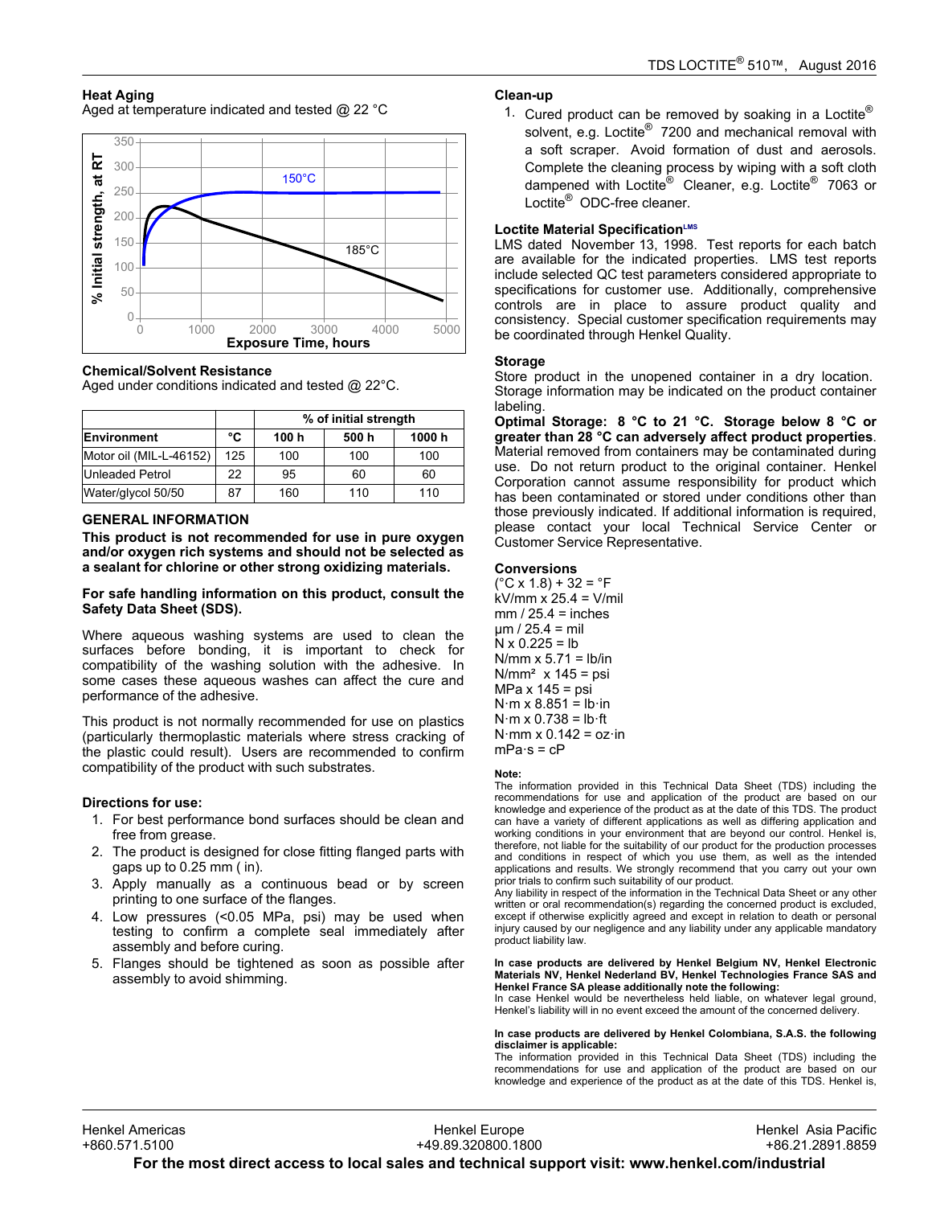### Heat Aging

Aged at temperature indicated and tested @ 22 °C

### Chemical/Solvent Resistance

Aged under conditions indicated and tested @ 22°C.

| | | % of initial strength | | |
|---|---|---|---|---|
| **Environment** | **°C** | **100 h** | **500 h** | **1000 h** |
| Motor oil (MIL-L-46152) | 125 | 100 | 100 | 100 |
| Unleaded Petrol | 22 | 95 | 60 | 60 |
| Water/glycol 50/50 | 87 | 160 | 110 | 110 |

## GENERAL INFORMATION

**This product is not recommended for use in pure oxygen and/or oxygen rich systems and should not be selected as a sealant for chlorine or other strong oxidizing materials.**

**For safe handling information on this product, consult the Safety Data Sheet (SDS).**

Where aqueous washing systems are used to clean the surfaces before bonding, it is important to check for compatibility of the washing solution with the adhesive. In some cases these aqueous washes can affect the cure and performance of the adhesive.

This product is not normally recommended for use on plastics (particularly thermoplastic materials where stress cracking of the plastic could result). Users are recommended to confirm compatibility of the product with such substrates.

### Directions for use:

1. For best performance bond surfaces should be clean and free from grease.
2. The product is designed for close fitting flanged parts with gaps up to 0.25 mm ( in).
3. Apply manually as a continuous bead or by screen printing to one surface of the flanges.
4. Low pressures (<0.05 MPa, psi) may be used when testing to confirm a complete seal immediately after assembly and before curing.
5. Flanges should be tightened as soon as possible after assembly to avoid shimming.

### Clean-up

1. Cured product can be removed by soaking in a Loctite® solvent, e.g. Loctite® 7200 and mechanical removal with a soft scraper. Avoid formation of dust and aerosols. Complete the cleaning process by wiping with a soft cloth dampened with Loctite® Cleaner, e.g. Loctite® 7063 or Loctite® ODC-free cleaner.

### Loctite Material Specification[LMS]

LMS dated November 13, 1998. Test reports for each batch are available for the indicated properties. LMS test reports include selected QC test parameters considered appropriate to specifications for customer use. Additionally, comprehensive controls are in place to assure product quality and consistency. Special customer specification requirements may be coordinated through Henkel Quality.

### Storage

Store product in the unopened container in a dry location. Storage information may be indicated on the product container labeling.

**Optimal Storage: 8 °C to 21 °C. Storage below 8 °C or greater than 28 °C can adversely affect product properties**. Material removed from containers may be contaminated during use. Do not return product to the original container. Henkel Corporation cannot assume responsibility for product which has been contaminated or stored under conditions other than those previously indicated. If additional information is required, please contact your local Technical Service Center or Customer Service Representative.

### Conversions

(°C x 1.8) + 32 = °F
kV/mm x 25.4 = V/mil
mm / 25.4 = inches
µm / 25.4 = mil
N x 0.225 = lb
N/mm x 5.71 = lb/in
N/mm² x 145 = psi
MPa x 145 = psi
N·m x 8.851 = lb·in
N·m x 0.738 = lb·ft
N·mm x 0.142 = oz·in
mPa·s = cP

**Note:**
The information provided in this Technical Data Sheet (TDS) including the recommendations for use and application of the product are based on our knowledge and experience of the product as at the date of this TDS. The product can have a variety of different applications as well as differing application and working conditions in your environment that are beyond our control. Henkel is, therefore, not liable for the suitability of our product for the production processes and conditions in respect of which you use them, as well as the intended applications and results. We strongly recommend that you carry out your own prior trials to confirm such suitability of our product.
Any liability in respect of the information in the Technical Data Sheet or any other written or oral recommendation(s) regarding the concerned product is excluded, except if otherwise explicitly agreed and except in relation to death or personal injury caused by our negligence and any liability under any applicable mandatory product liability law.

**In case products are delivered by Henkel Belgium NV, Henkel Electronic Materials NV, Henkel Nederland BV, Henkel Technologies France SAS and Henkel France SA please additionally note the following:**
In case Henkel would be nevertheless held liable, on whatever legal ground, Henkel's liability will in no event exceed the amount of the concerned delivery.

**In case products are delivered by Henkel Colombiana, S.A.S. the following disclaimer is applicable:**
The information provided in this Technical Data Sheet (TDS) including the recommendations for use and application of the product are based on our knowledge and experience of the product as at the date of this TDS. Henkel is,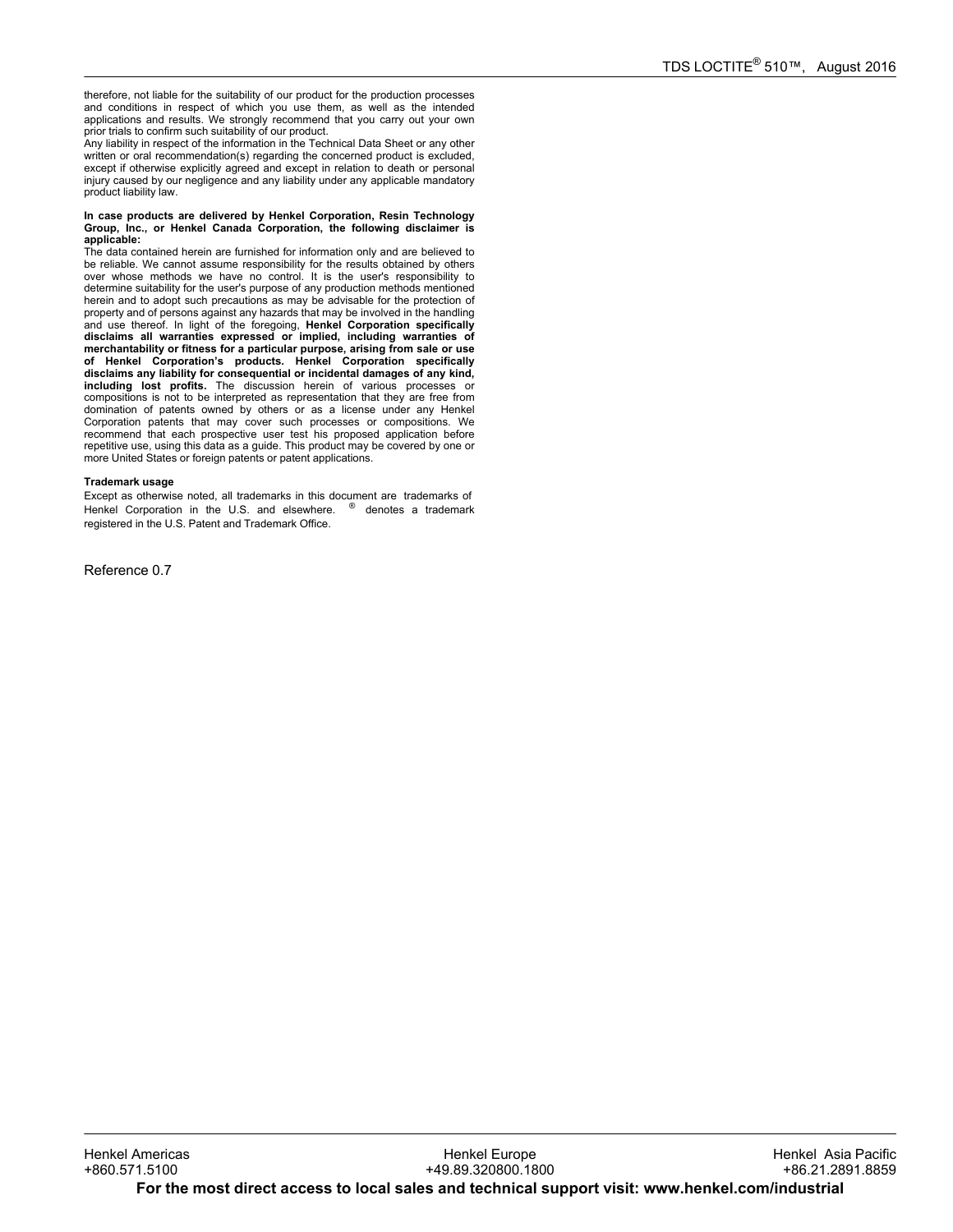therefore, not liable for the suitability of our product for the production processes and conditions in respect of which you use them, as well as the intended applications and results. We strongly recommend that you carry out your own prior trials to confirm such suitability of our product.

Any liability in respect of the information in the Technical Data Sheet or any other written or oral recommendation(s) regarding the concerned product is excluded, except if otherwise explicitly agreed and except in relation to death or personal injury caused by our negligence and any liability under any applicable mandatory product liability law.

**In case products are delivered by Henkel Corporation, Resin Technology Group, Inc., or Henkel Canada Corporation, the following disclaimer is applicable:**

The data contained herein are furnished for information only and are believed to be reliable. We cannot assume responsibility for the results obtained by others over whose methods we have no control. It is the user's responsibility to determine suitability for the user's purpose of any production methods mentioned herein and to adopt such precautions as may be advisable for the protection of property and of persons against any hazards that may be involved in the handling and use thereof. In light of the foregoing, **Henkel Corporation specifically disclaims all warranties expressed or implied, including warranties of merchantability or fitness for a particular purpose, arising from sale or use of Henkel Corporation's products. Henkel Corporation specifically disclaims any liability for consequential or incidental damages of any kind, including lost profits.** The discussion herein of various processes or compositions is not to be interpreted as representation that they are free from domination of patents owned by others or as a license under any Henkel Corporation patents that may cover such processes or compositions. We recommend that each prospective user test his proposed application before repetitive use, using this data as a guide. This product may be covered by one or more United States or foreign patents or patent applications.

**Trademark usage**

Except as otherwise noted, all trademarks in this document are trademarks of Henkel Corporation in the U.S. and elsewhere. ® denotes a trademark registered in the U.S. Patent and Trademark Office.

Reference 0.7

Henkel Americas
+860.571.5100

Henkel Europe
+49.89.320800.1800

Henkel Asia Pacific
+86.21.2891.8859

**For the most direct access to local sales and technical support visit: www.henkel.com/industrial**